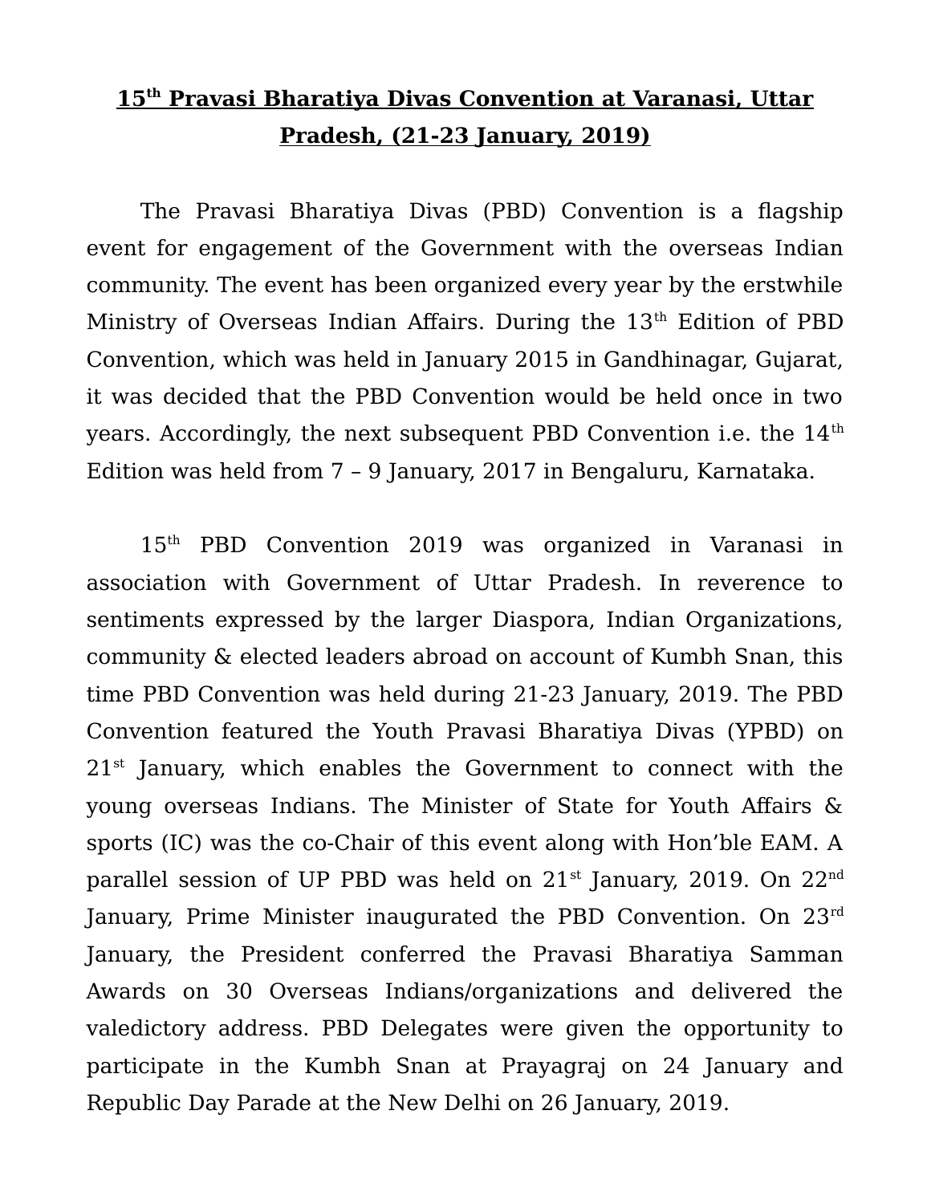# 15th Pravasi Bharatiya Divas Convention at Varanasi, Uttar Pradesh, (21-23 January, 2019)

The Pravasi Bharatiya Divas (PBD) Convention is a flagship event for engagement of the Government with the overseas Indian community. The event has been organized every year by the erstwhile Ministry of Overseas Indian Affairs. During the 13th Edition of PBD Convention, which was held in January 2015 in Gandhinagar, Gujarat, it was decided that the PBD Convention would be held once in two years. Accordingly, the next subsequent PBD Convention i.e. the 14th Edition was held from 7 – 9 January, 2017 in Bengaluru, Karnataka.

15th PBD Convention 2019 was organized in Varanasi in association with Government of Uttar Pradesh. In reverence to sentiments expressed by the larger Diaspora, Indian Organizations, community & elected leaders abroad on account of Kumbh Snan, this time PBD Convention was held during 21-23 January, 2019. The PBD Convention featured the Youth Pravasi Bharatiya Divas (YPBD) on 21st January, which enables the Government to connect with the young overseas Indians. The Minister of State for Youth Affairs & sports (IC) was the co-Chair of this event along with Hon'ble EAM. A parallel session of UP PBD was held on 21st January, 2019. On 22nd January, Prime Minister inaugurated the PBD Convention. On 23rd January, the President conferred the Pravasi Bharatiya Samman Awards on 30 Overseas Indians/organizations and delivered the valedictory address. PBD Delegates were given the opportunity to participate in the Kumbh Snan at Prayagraj on 24 January and Republic Day Parade at the New Delhi on 26 January, 2019.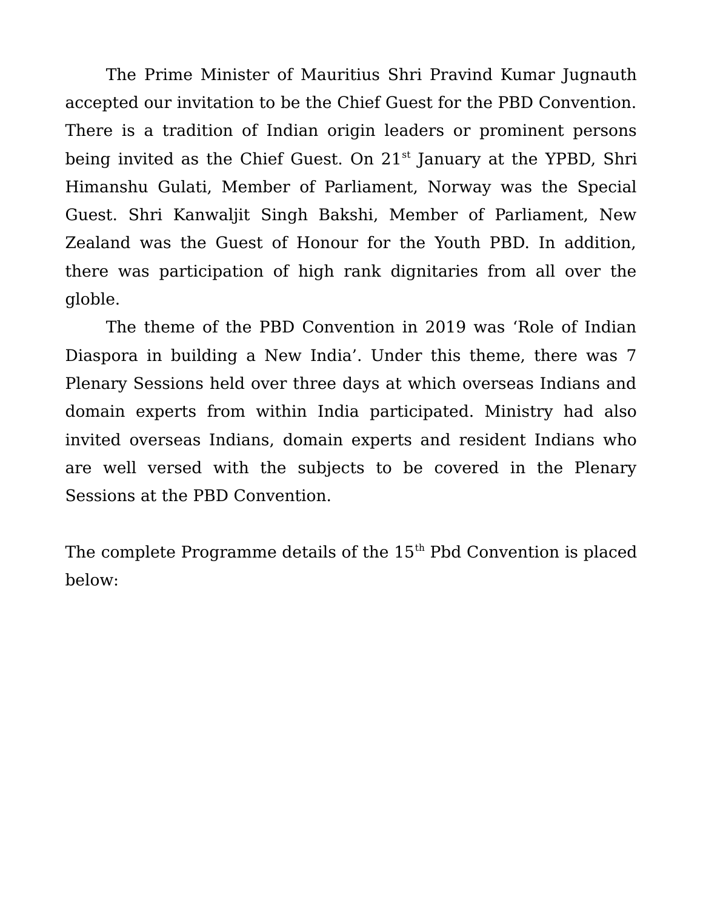The Prime Minister of Mauritius Shri Pravind Kumar Jugnauth accepted our invitation to be the Chief Guest for the PBD Convention. There is a tradition of Indian origin leaders or prominent persons being invited as the Chief Guest. On 21st January at the YPBD, Shri Himanshu Gulati, Member of Parliament, Norway was the Special Guest. Shri Kanwaljit Singh Bakshi, Member of Parliament, New Zealand was the Guest of Honour for the Youth PBD. In addition, there was participation of high rank dignitaries from all over the globle.

The theme of the PBD Convention in 2019 was 'Role of Indian Diaspora in building a New India'. Under this theme, there was 7 Plenary Sessions held over three days at which overseas Indians and domain experts from within India participated. Ministry had also invited overseas Indians, domain experts and resident Indians who are well versed with the subjects to be covered in the Plenary Sessions at the PBD Convention.

The complete Programme details of the 15th Pbd Convention is placed below: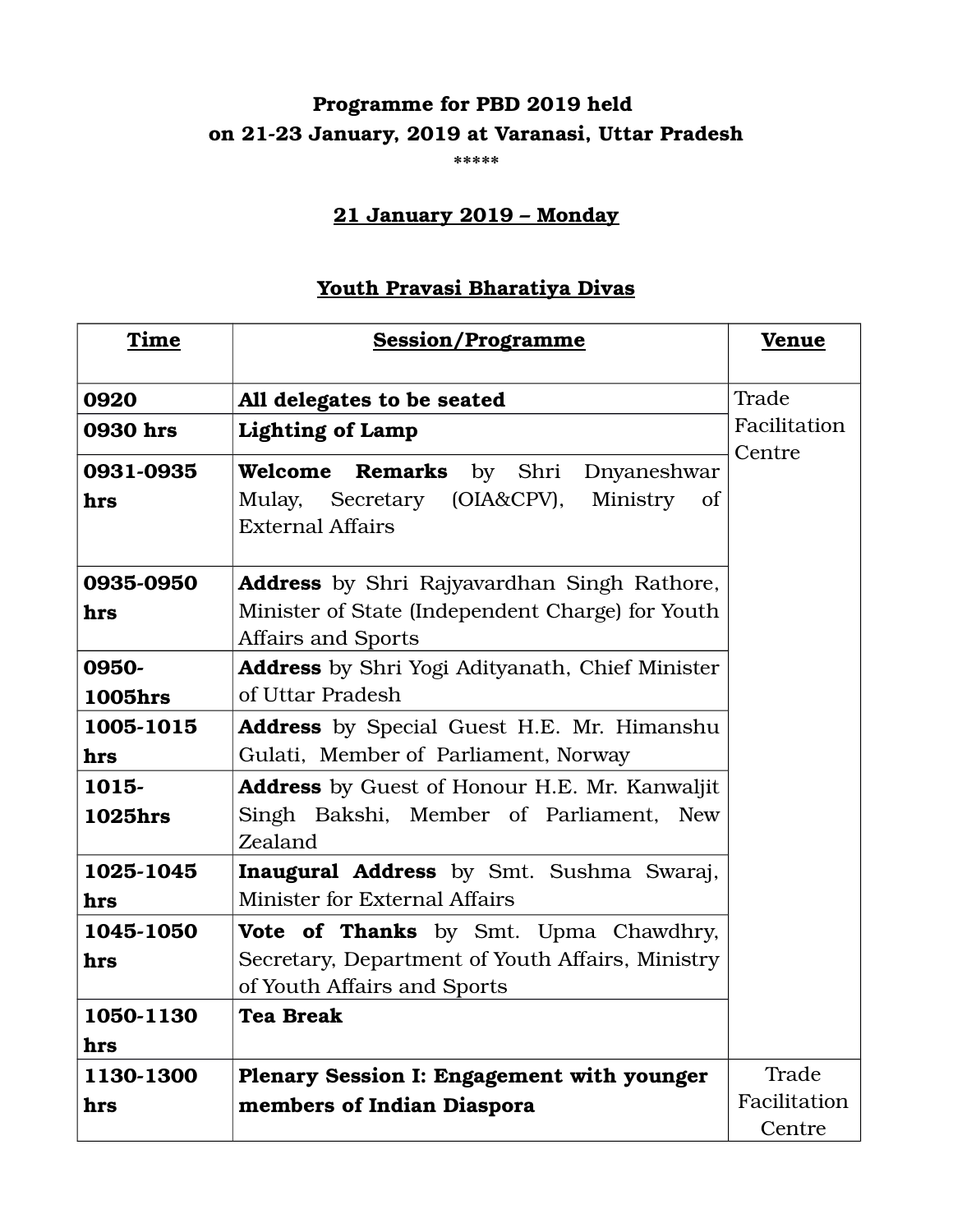**Programme for PBD 2019 held**
**on 21-23 January, 2019 at Varanasi, Uttar Pradesh**

\*\*\*\*\*

**21 January 2019 – Monday**

**Youth Pravasi Bharatiya Divas**

| Time | Session/Programme | Venue |
|---|---|---|
| **0920** | **All delegates to be seated** | Trade Facilitation Centre |
| **0930 hrs** | **Lighting of Lamp** | |
| **0931-0935 hrs** | **Welcome Remarks** by Shri Dnyaneshwar Mulay, Secretary (OIA&CPV), Ministry of External Affairs | |
| **0935-0950 hrs** | **Address** by Shri Rajyavardhan Singh Rathore, Minister of State (Independent Charge) for Youth Affairs and Sports | |
| **0950-1005hrs** | **Address** by Shri Yogi Adityanath, Chief Minister of Uttar Pradesh | |
| **1005-1015 hrs** | **Address** by Special Guest H.E. Mr. Himanshu Gulati, Member of Parliament, Norway | |
| **1015-1025hrs** | **Address** by Guest of Honour H.E. Mr. Kanwaljit Singh Bakshi, Member of Parliament, New Zealand | |
| **1025-1045 hrs** | **Inaugural Address** by Smt. Sushma Swaraj, Minister for External Affairs | |
| **1045-1050 hrs** | **Vote of Thanks** by Smt. Upma Chawdhry, Secretary, Department of Youth Affairs, Ministry of Youth Affairs and Sports | |
| **1050-1130 hrs** | **Tea Break** | |
| **1130-1300 hrs** | **Plenary Session I: Engagement with younger members of Indian Diaspora** | Trade Facilitation Centre |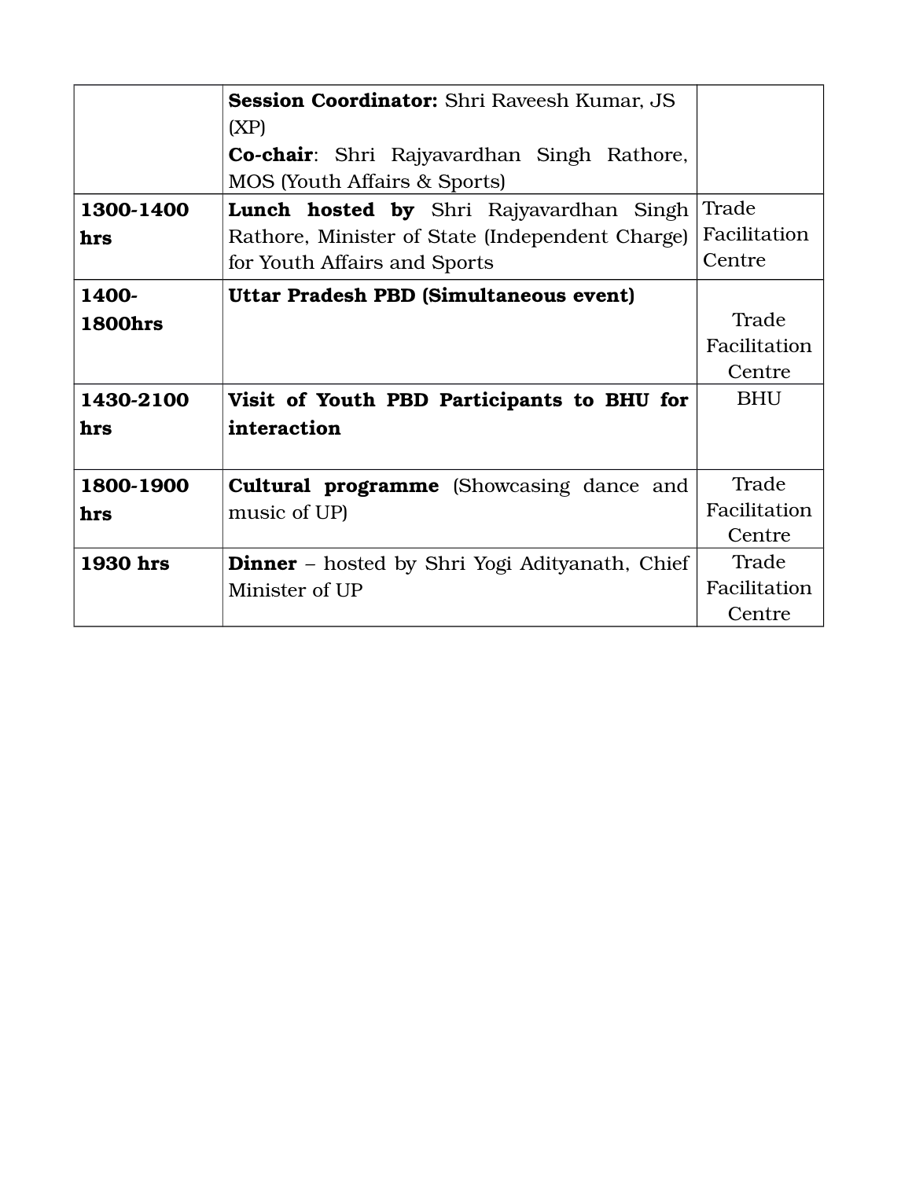| | | |
|---|---|---|
| | **Session Coordinator:** Shri Raveesh Kumar, JS (XP)<br>**Co-chair**: Shri Rajyavardhan Singh Rathore, MOS (Youth Affairs & Sports) | |
| **1300-1400 hrs** | **Lunch hosted by** Shri Rajyavardhan Singh Rathore, Minister of State (Independent Charge) for Youth Affairs and Sports | Trade Facilitation Centre |
| **1400-1800hrs** | **Uttar Pradesh PBD (Simultaneous event)** | Trade Facilitation Centre |
| **1430-2100 hrs** | **Visit of Youth PBD Participants to BHU for interaction** | BHU |
| **1800-1900 hrs** | **Cultural programme** (Showcasing dance and music of UP) | Trade Facilitation Centre |
| **1930 hrs** | **Dinner** – hosted by Shri Yogi Adityanath, Chief Minister of UP | Trade Facilitation Centre |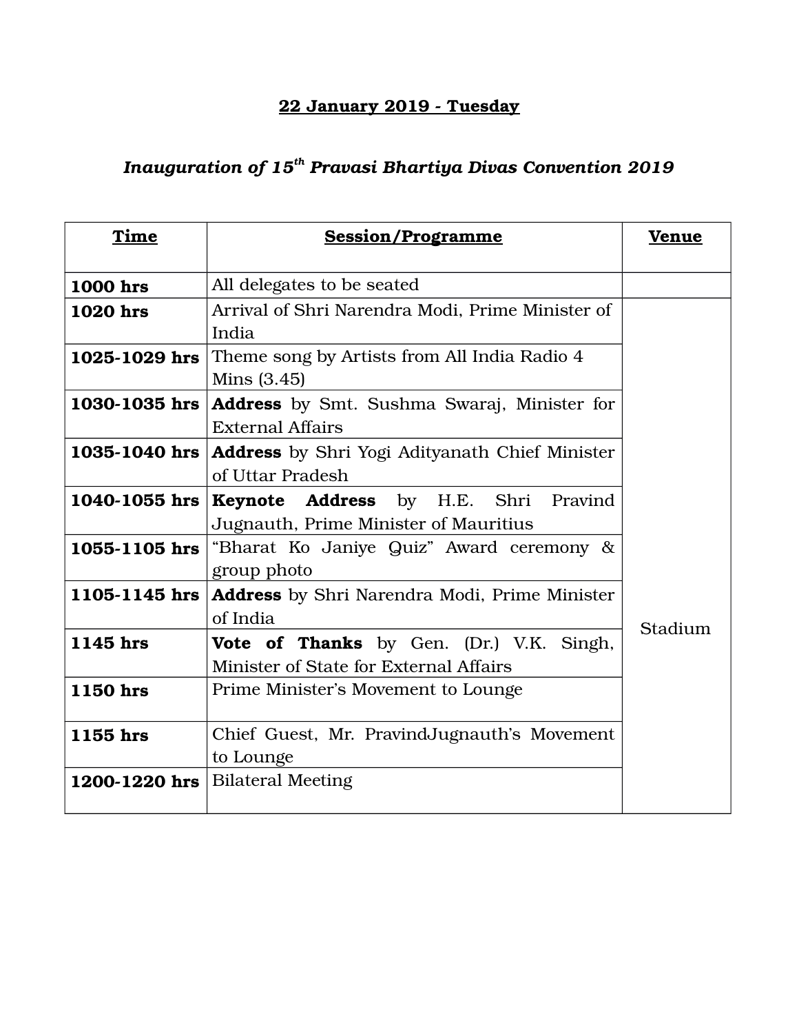**22 January 2019 - Tuesday**

***Inauguration of 15th Pravasi Bhartiya Divas Convention 2019***

| Time | Session/Programme | Venue |
|---|---|---|
| **1000 hrs** | All delegates to be seated | |
| **1020 hrs** | Arrival of Shri Narendra Modi, Prime Minister of India | Stadium |
| **1025-1029 hrs** | Theme song by Artists from All India Radio 4 Mins (3.45) | |
| **1030-1035 hrs** | **Address** by Smt. Sushma Swaraj, Minister for External Affairs | |
| **1035-1040 hrs** | **Address** by Shri Yogi Adityanath Chief Minister of Uttar Pradesh | |
| **1040-1055 hrs** | **Keynote Address** by H.E. Shri Pravind Jugnauth, Prime Minister of Mauritius | |
| **1055-1105 hrs** | "Bharat Ko Janiye Quiz" Award ceremony & group photo | |
| **1105-1145 hrs** | **Address** by Shri Narendra Modi, Prime Minister of India | |
| **1145 hrs** | **Vote of Thanks** by Gen. (Dr.) V.K. Singh, Minister of State for External Affairs | |
| **1150 hrs** | Prime Minister's Movement to Lounge | |
| **1155 hrs** | Chief Guest, Mr. PravindJugnauth's Movement to Lounge | |
| **1200-1220 hrs** | Bilateral Meeting | |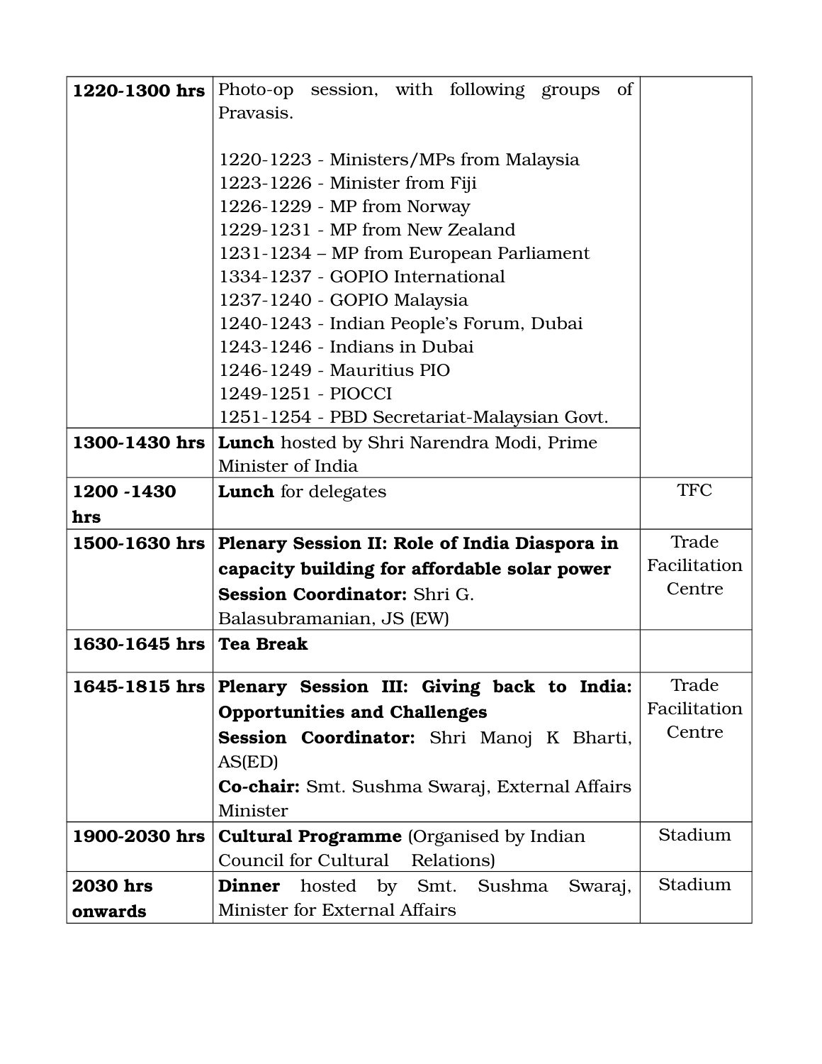| | | |
|---|---|---|
| **1220-1300 hrs** | Photo-op session, with following groups of Pravasis.<br><br>1220-1223 - Ministers/MPs from Malaysia<br>1223-1226 - Minister from Fiji<br>1226-1229 - MP from Norway<br>1229-1231 - MP from New Zealand<br>1231-1234 – MP from European Parliament<br>1334-1237 - GOPIO International<br>1237-1240 - GOPIO Malaysia<br>1240-1243 - Indian People's Forum, Dubai<br>1243-1246 - Indians in Dubai<br>1246-1249 - Mauritius PIO<br>1249-1251 - PIOCCI<br>1251-1254 - PBD Secretariat-Malaysian Govt. | |
| **1300-1430 hrs** | **Lunch** hosted by Shri Narendra Modi, Prime Minister of India | |
| **1200 -1430 hrs** | **Lunch** for delegates | TFC |
| **1500-1630 hrs** | **Plenary Session II: Role of India Diaspora in capacity building for affordable solar power**<br>**Session Coordinator:** Shri G. Balasubramanian, JS (EW) | Trade Facilitation Centre |
| **1630-1645 hrs** | **Tea Break** | |
| **1645-1815 hrs** | **Plenary Session III: Giving back to India: Opportunities and Challenges**<br>**Session Coordinator:** Shri Manoj K Bharti, AS(ED)<br>**Co-chair:** Smt. Sushma Swaraj, External Affairs Minister | Trade Facilitation Centre |
| **1900-2030 hrs** | **Cultural Programme** (Organised by Indian Council for Cultural Relations) | Stadium |
| **2030 hrs onwards** | **Dinner** hosted by Smt. Sushma Swaraj, Minister for External Affairs | Stadium |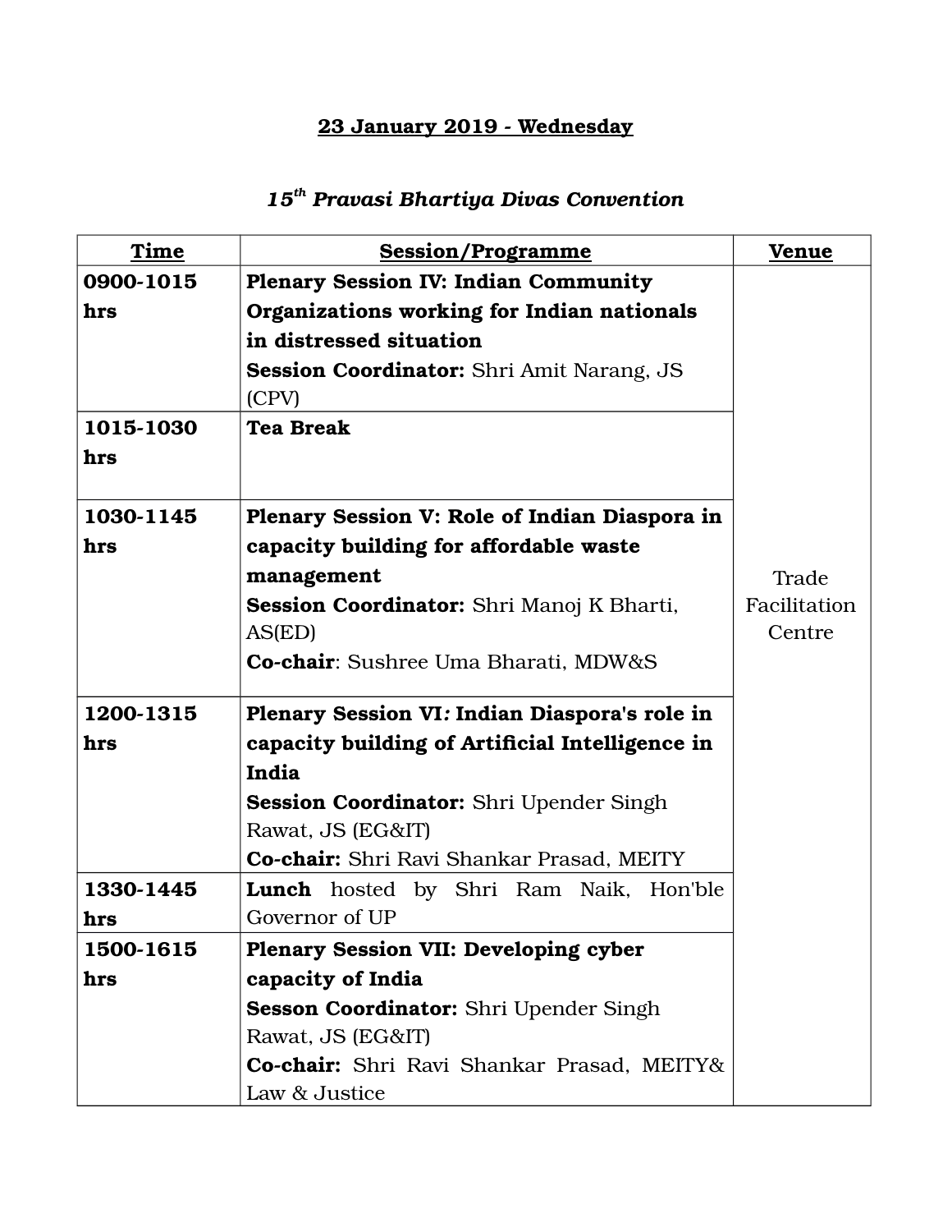**<u>23 January 2019 - Wednesday</u>**

***15th Pravasi Bhartiya Divas Convention***

| Time | Session/Programme | Venue |
|---|---|---|
| **0900-1015 hrs** | **Plenary Session IV: Indian Community Organizations working for Indian nationals in distressed situation**<br>**Session Coordinator:** Shri Amit Narang, JS (CPV) | Trade Facilitation Centre |
| **1015-1030 hrs** | **Tea Break** | |
| **1030-1145 hrs** | **Plenary Session V: Role of Indian Diaspora in capacity building for affordable waste management**<br>**Session Coordinator:** Shri Manoj K Bharti, AS(ED)<br>**Co-chair**: Sushree Uma Bharati, MDW&S | |
| **1200-1315 hrs** | **Plenary Session VI*:* Indian Diaspora's role in capacity building of Artificial Intelligence in India**<br>**Session Coordinator:** Shri Upender Singh Rawat, JS (EG&IT)<br>**Co-chair:** Shri Ravi Shankar Prasad, MEITY | |
| **1330-1445 hrs** | **Lunch** hosted by Shri Ram Naik, Hon'ble Governor of UP | |
| **1500-1615 hrs** | **Plenary Session VII: Developing cyber capacity of India**<br>**Sesson Coordinator:** Shri Upender Singh Rawat, JS (EG&IT)<br>**Co-chair:** Shri Ravi Shankar Prasad, MEITY& Law & Justice | |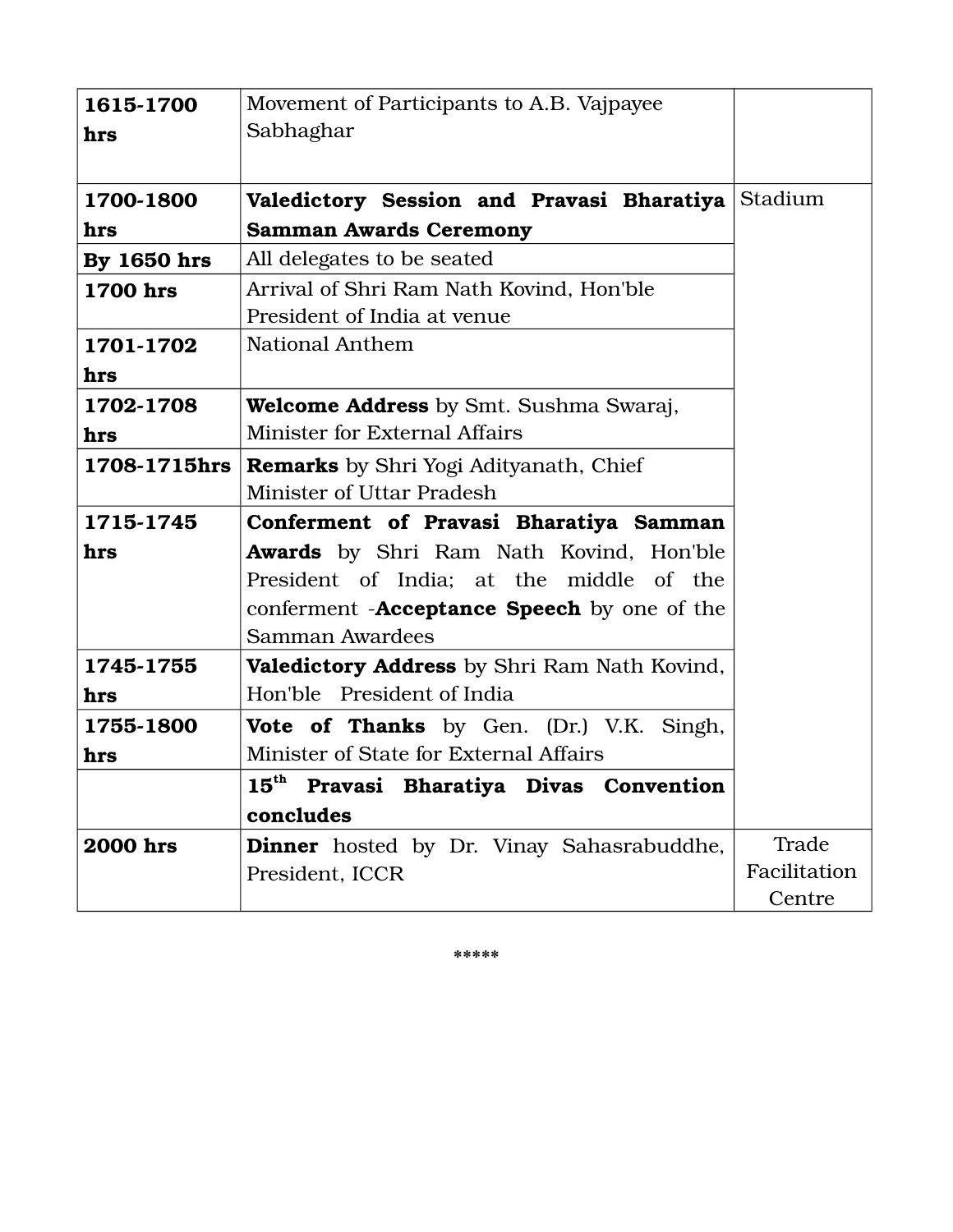| | | |
|---|---|---|
| **1615-1700 hrs** | Movement of Participants to A.B. Vajpayee Sabhaghar | |
| **1700-1800 hrs** | **Valedictory Session and Pravasi Bharatiya Samman Awards Ceremony** | Stadium |
| **By 1650 hrs** | All delegates to be seated | |
| **1700 hrs** | Arrival of Shri Ram Nath Kovind, Hon'ble President of India at venue | |
| **1701-1702 hrs** | National Anthem | |
| **1702-1708 hrs** | **Welcome Address** by Smt. Sushma Swaraj, Minister for External Affairs | |
| **1708-1715hrs** | **Remarks** by Shri Yogi Adityanath, Chief Minister of Uttar Pradesh | |
| **1715-1745 hrs** | **Conferment of Pravasi Bharatiya Samman Awards** by Shri Ram Nath Kovind, Hon'ble President of India; at the middle of the conferment -**Acceptance Speech** by one of the Samman Awardees | |
| **1745-1755 hrs** | **Valedictory Address** by Shri Ram Nath Kovind, Hon'ble President of India | |
| **1755-1800 hrs** | **Vote of Thanks** by Gen. (Dr.) V.K. Singh, Minister of State for External Affairs | |
| | **15th Pravasi Bharatiya Divas Convention concludes** | |
| **2000 hrs** | **Dinner** hosted by Dr. Vinay Sahasrabuddhe, President, ICCR | Trade Facilitation Centre |

*****